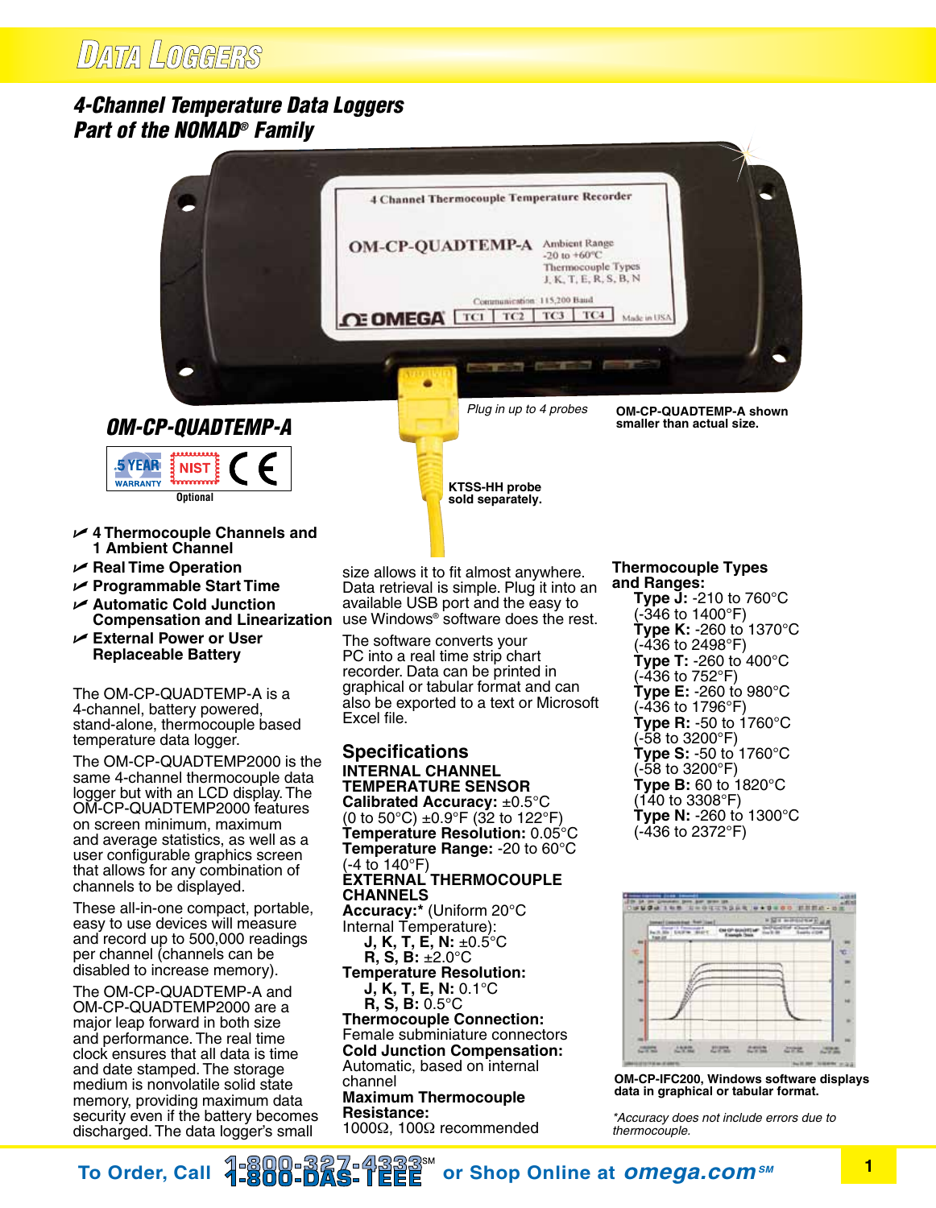# DATA LOGGERS

## 4-Channel Temperature Data Loggers
## Part of the NOMAD® Family

Plug in up to 4 probes

**OM-CP-QUADTEMP-A shown smaller than actual size.**

### OM-CP-QUADTEMP-A

Optional

**KTSS-HH probe sold separately.**

- **4 Thermocouple Channels and 1 Ambient Channel**
- **Real Time Operation**
- **Programmable Start Time**
- **Automatic Cold Junction Compensation and Linearization**
- **External Power or User Replaceable Battery**

The OM-CP-QUADTEMP-A is a 4-channel, battery powered, stand-alone, thermocouple based temperature data logger.

The OM-CP-QUADTEMP2000 is the same 4-channel thermocouple data logger but with an LCD display. The OM-CP-QUADTEMP2000 features on screen minimum, maximum and average statistics, as well as a user configurable graphics screen that allows for any combination of channels to be displayed.

These all-in-one compact, portable, easy to use devices will measure and record up to 500,000 readings per channel (channels can be disabled to increase memory).

The OM-CP-QUADTEMP-A and OM-CP-QUADTEMP2000 are a major leap forward in both size and performance. The real time clock ensures that all data is time and date stamped. The storage medium is nonvolatile solid state memory, providing maximum data security even if the battery becomes discharged. The data logger's small size allows it to fit almost anywhere. Data retrieval is simple. Plug it into an available USB port and the easy to use Windows® software does the rest.

The software converts your PC into a real time strip chart recorder. Data can be printed in graphical or tabular format and can also be exported to a text or Microsoft Excel file.

## Specifications

**INTERNAL CHANNEL TEMPERATURE SENSOR**

**Calibrated Accuracy:** ±0.5°C (0 to 50°C) ±0.9°F (32 to 122°F)
**Temperature Resolution:** 0.05°C
**Temperature Range:** -20 to 60°C (-4 to 140°F)

**EXTERNAL THERMOCOUPLE CHANNELS**

**Accuracy:*** (Uniform 20°C Internal Temperature):
- **J, K, T, E, N:** ±0.5°C
- **R, S, B:** ±2.0°C

**Temperature Resolution:**
- **J, K, T, E, N:** 0.1°C
- **R, S, B:** 0.5°C

**Thermocouple Connection:** Female subminiature connectors
**Cold Junction Compensation:** Automatic, based on internal channel
**Maximum Thermocouple Resistance:** 1000Ω, 100Ω recommended

**Thermocouple Types and Ranges:**
- **Type J:** -210 to 760°C (-346 to 1400°F)
- **Type K:** -260 to 1370°C (-436 to 2498°F)
- **Type T:** -260 to 400°C (-436 to 752°F)
- **Type E:** -260 to 980°C (-436 to 1796°F)
- **Type R:** -50 to 1760°C (-58 to 3200°F)
- **Type S:** -50 to 1760°C (-58 to 3200°F)
- **Type B:** 60 to 1820°C (140 to 3308°F)
- **Type N:** -260 to 1300°C (-436 to 2372°F)

**OM-CP-IFC200, Windows software displays data in graphical or tabular format.**

*Accuracy does not include errors due to thermocouple.

To Order, Call 1-800-327-4333SM 1-800-DAS-IEEE or Shop Online at omega.comSM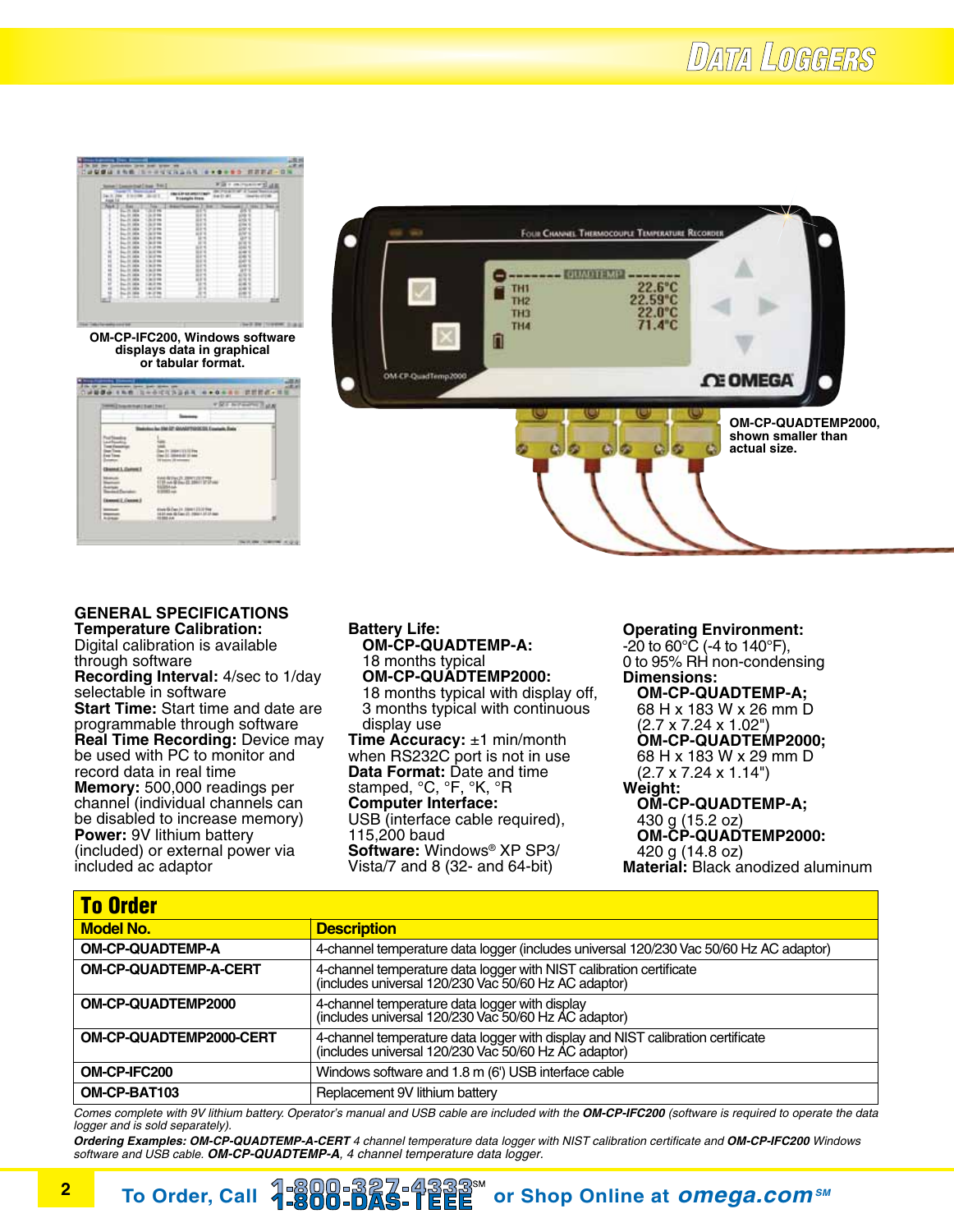OM-CP-IFC200, Windows software displays data in graphical or tabular format.

OM-CP-QUADTEMP2000, shown smaller than actual size.

## GENERAL SPECIFICATIONS

**Temperature Calibration:** Digital calibration is available through software

**Recording Interval:** 4/sec to 1/day selectable in software

**Start Time:** Start time and date are programmable through software

**Real Time Recording:** Device may be used with PC to monitor and record data in real time

**Memory:** 500,000 readings per channel (individual channels can be disabled to increase memory)

**Power:** 9V lithium battery (included) or external power via included ac adaptor

**Battery Life:**
- **OM-CP-QUADTEMP-A:** 18 months typical
- **OM-CP-QUADTEMP2000:** 18 months typical with display off, 3 months typical with continuous display use

**Time Accuracy:** ±1 min/month when RS232C port is not in use

**Data Format:** Date and time stamped, °C, °F, °K, °R

**Computer Interface:** USB (interface cable required), 115,200 baud

**Software:** Windows® XP SP3/ Vista/7 and 8 (32- and 64-bit)

**Operating Environment:** -20 to 60°C (-4 to 140°F), 0 to 95% RH non-condensing

**Dimensions:**
- **OM-CP-QUADTEMP-A;** 68 H x 183 W x 26 mm D (2.7 x 7.24 x 1.02")
- **OM-CP-QUADTEMP2000;** 68 H x 183 W x 29 mm D (2.7 x 7.24 x 1.14")

**Weight:**
- **OM-CP-QUADTEMP-A;** 430 g (15.2 oz)
- **OM-CP-QUADTEMP2000:** 420 g (14.8 oz)

**Material:** Black anodized aluminum

## To Order

| Model No. | Description |
|---|---|
| OM-CP-QUADTEMP-A | 4-channel temperature data logger (includes universal 120/230 Vac 50/60 Hz AC adaptor) |
| OM-CP-QUADTEMP-A-CERT | 4-channel temperature data logger with NIST calibration certificate (includes universal 120/230 Vac 50/60 Hz AC adaptor) |
| OM-CP-QUADTEMP2000 | 4-channel temperature data logger with display (includes universal 120/230 Vac 50/60 Hz AC adaptor) |
| OM-CP-QUADTEMP2000-CERT | 4-channel temperature data logger with display and NIST calibration certificate (includes universal 120/230 Vac 50/60 Hz AC adaptor) |
| OM-CP-IFC200 | Windows software and 1.8 m (6') USB interface cable |
| OM-CP-BAT103 | Replacement 9V lithium battery |

*Comes complete with 9V lithium battery. Operator's manual and USB cable are included with the **OM-CP-IFC200** (software is required to operate the data logger and is sold separately).*

***Ordering Examples: OM-CP-QUADTEMP-A-CERT** 4 channel temperature data logger with NIST calibration certificate and **OM-CP-IFC200** Windows software and USB cable. **OM-CP-QUADTEMP-A**, 4 channel temperature data logger.*